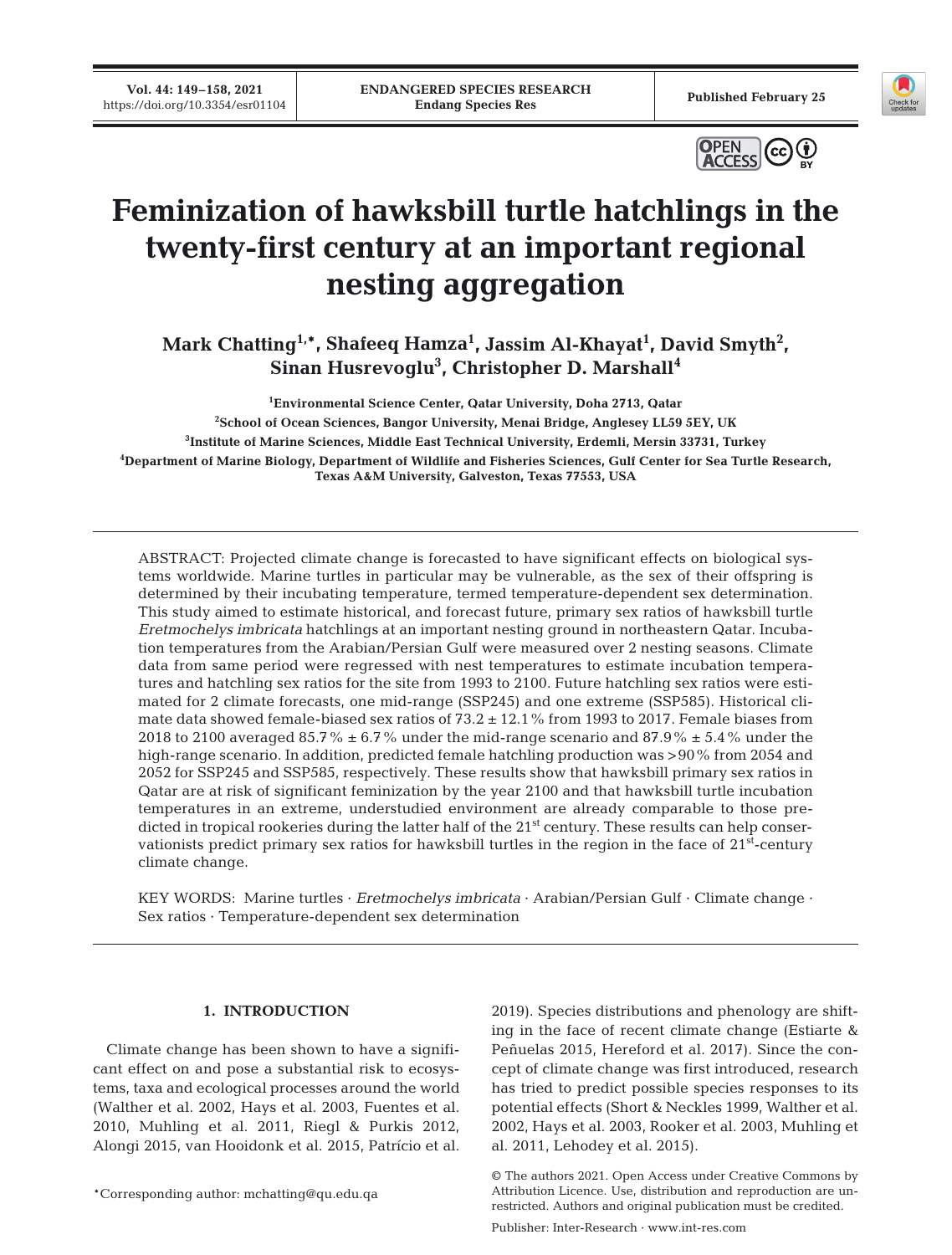# Feminization of hawksbill turtle hatchlings in the twenty-first century at an important regional nesting aggregation

**Mark Chatting[1,*], Shafeeq Hamza[1], Jassim Al-Khayat[1], David Smyth[2], Sinan Husrevoglu[3], Christopher D. Marshall[4]**

[1]Environmental Science Center, Qatar University, Doha 2713, Qatar

[2]School of Ocean Sciences, Bangor University, Menai Bridge, Anglesey LL59 5EY, UK

[3]Institute of Marine Sciences, Middle East Technical University, Erdemli, Mersin 33731, Turkey

[4]Department of Marine Biology, Department of Wildlife and Fisheries Sciences, Gulf Center for Sea Turtle Research, Texas A&M University, Galveston, Texas 77553, USA

ABSTRACT: Projected climate change is forecasted to have significant effects on biological systems worldwide. Marine turtles in particular may be vulnerable, as the sex of their offspring is determined by their incubating temperature, termed temperature-dependent sex determination. This study aimed to estimate historical, and forecast future, primary sex ratios of hawksbill turtle *Eretmochelys imbricata* hatchlings at an important nesting ground in northeastern Qatar. Incubation temperatures from the Arabian/Persian Gulf were measured over 2 nesting seasons. Climate data from same period were regressed with nest temperatures to estimate incubation temperatures and hatchling sex ratios for the site from 1993 to 2100. Future hatchling sex ratios were estimated for 2 climate forecasts, one mid-range (SSP245) and one extreme (SSP585). Historical climate data showed female-biased sex ratios of 73.2 ± 12.1% from 1993 to 2017. Female biases from 2018 to 2100 averaged 85.7% ± 6.7% under the mid-range scenario and 87.9% ± 5.4% under the high-range scenario. In addition, predicted female hatchling production was >90% from 2054 and 2052 for SSP245 and SSP585, respectively. These results show that hawksbill primary sex ratios in Qatar are at risk of significant feminization by the year 2100 and that hawksbill turtle incubation temperatures in an extreme, understudied environment are already comparable to those predicted in tropical rookeries during the latter half of the 21st century. These results can help conservationists predict primary sex ratios for hawksbill turtles in the region in the face of 21st-century climate change.

KEY WORDS: Marine turtles · *Eretmochelys imbricata* · Arabian/Persian Gulf · Climate change · Sex ratios · Temperature-dependent sex determination

## 1. INTRODUCTION

Climate change has been shown to have a significant effect on and pose a substantial risk to ecosystems, taxa and ecological processes around the world (Walther et al. 2002, Hays et al. 2003, Fuentes et al. 2010, Muhling et al. 2011, Riegl & Purkis 2012, Alongi 2015, van Hooidonk et al. 2015, Patrício et al. 2019). Species distributions and phenology are shifting in the face of recent climate change (Estiarte & Peñuelas 2015, Hereford et al. 2017). Since the concept of climate change was first introduced, research has tried to predict possible species responses to its potential effects (Short & Neckles 1999, Walther et al. 2002, Hays et al. 2003, Rooker et al. 2003, Muhling et al. 2011, Lehodey et al. 2015).

*Corresponding author: mchatting@qu.edu.qa

© The authors 2021. Open Access under Creative Commons by Attribution Licence. Use, distribution and reproduction are unrestricted. Authors and original publication must be credited.

Publisher: Inter-Research · www.int-res.com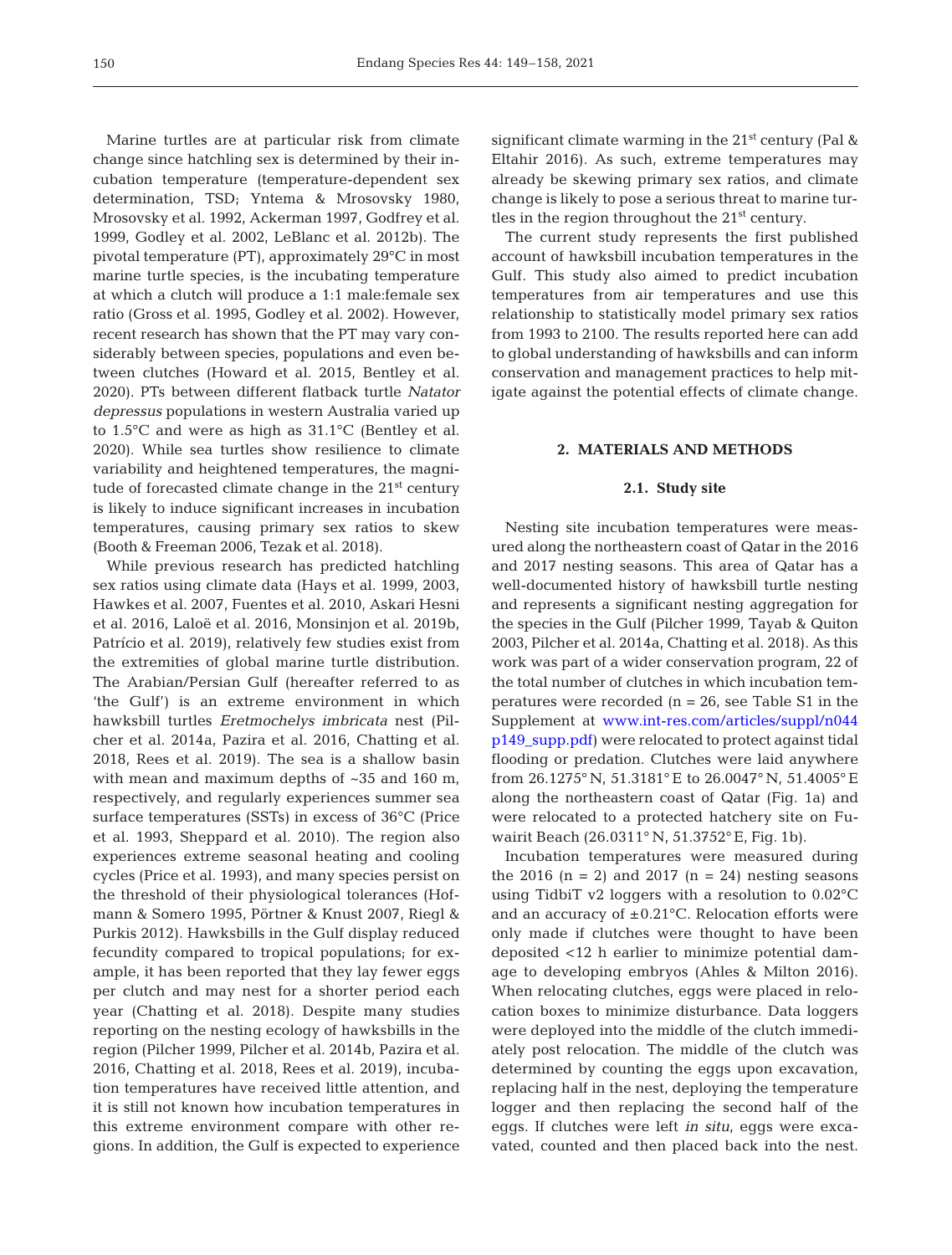Marine turtles are at particular risk from climate change since hatchling sex is determined by their incubation temperature (temperature-dependent sex determination, TSD; Yntema & Mrosovsky 1980, Mrosovsky et al. 1992, Ackerman 1997, Godfrey et al. 1999, Godley et al. 2002, LeBlanc et al. 2012b). The pivotal temperature (PT), approximately 29°C in most marine turtle species, is the incubating temperature at which a clutch will produce a 1:1 male:female sex ratio (Gross et al. 1995, Godley et al. 2002). However, recent research has shown that the PT may vary considerably between species, populations and even between clutches (Howard et al. 2015, Bentley et al. 2020). PTs between different flatback turtle *Natator depressus* populations in western Australia varied up to 1.5°C and were as high as 31.1°C (Bentley et al. 2020). While sea turtles show resilience to climate variability and heightened temperatures, the magnitude of forecasted climate change in the 21st century is likely to induce significant increases in incubation temperatures, causing primary sex ratios to skew (Booth & Freeman 2006, Tezak et al. 2018).

While previous research has predicted hatchling sex ratios using climate data (Hays et al. 1999, 2003, Hawkes et al. 2007, Fuentes et al. 2010, Askari Hesni et al. 2016, Laloë et al. 2016, Monsinjon et al. 2019b, Patrício et al. 2019), relatively few studies exist from the extremities of global marine turtle distribution. The Arabian/Persian Gulf (hereafter referred to as 'the Gulf') is an extreme environment in which hawksbill turtles *Eretmochelys imbricata* nest (Pilcher et al. 2014a, Pazira et al. 2016, Chatting et al. 2018, Rees et al. 2019). The sea is a shallow basin with mean and maximum depths of ~35 and 160 m, respectively, and regularly experiences summer sea surface temperatures (SSTs) in excess of 36°C (Price et al. 1993, Sheppard et al. 2010). The region also experiences extreme seasonal heating and cooling cycles (Price et al. 1993), and many species persist on the threshold of their physiological tolerances (Hofmann & Somero 1995, Pörtner & Knust 2007, Riegl & Purkis 2012). Hawksbills in the Gulf display reduced fecundity compared to tropical populations; for example, it has been reported that they lay fewer eggs per clutch and may nest for a shorter period each year (Chatting et al. 2018). Despite many studies reporting on the nesting ecology of hawksbills in the region (Pilcher 1999, Pilcher et al. 2014b, Pazira et al. 2016, Chatting et al. 2018, Rees et al. 2019), incubation temperatures have received little attention, and it is still not known how incubation temperatures in this extreme environment compare with other regions. In addition, the Gulf is expected to experience significant climate warming in the 21st century (Pal & Eltahir 2016). As such, extreme temperatures may already be skewing primary sex ratios, and climate change is likely to pose a serious threat to marine turtles in the region throughout the 21st century.

The current study represents the first published account of hawksbill incubation temperatures in the Gulf. This study also aimed to predict incubation temperatures from air temperatures and use this relationship to statistically model primary sex ratios from 1993 to 2100. The results reported here can add to global understanding of hawksbills and can inform conservation and management practices to help mitigate against the potential effects of climate change.

## 2. MATERIALS AND METHODS

### 2.1. Study site

Nesting site incubation temperatures were measured along the northeastern coast of Qatar in the 2016 and 2017 nesting seasons. This area of Qatar has a well-documented history of hawksbill turtle nesting and represents a significant nesting aggregation for the species in the Gulf (Pilcher 1999, Tayab & Quiton 2003, Pilcher et al. 2014a, Chatting et al. 2018). As this work was part of a wider conservation program, 22 of the total number of clutches in which incubation temperatures were recorded (n = 26, see Table S1 in the Supplement at www.int-res.com/articles/suppl/n044p149_supp.pdf) were relocated to protect against tidal flooding or predation. Clutches were laid anywhere from 26.1275° N, 51.3181° E to 26.0047° N, 51.4005° E along the northeastern coast of Qatar (Fig. 1a) and were relocated to a protected hatchery site on Fuwairit Beach (26.0311° N, 51.3752° E, Fig. 1b).

Incubation temperatures were measured during the 2016 (n = 2) and 2017 (n = 24) nesting seasons using TidbiT v2 loggers with a resolution to 0.02°C and an accuracy of ±0.21°C. Relocation efforts were only made if clutches were thought to have been deposited <12 h earlier to minimize potential damage to developing embryos (Ahles & Milton 2016). When relocating clutches, eggs were placed in relocation boxes to minimize disturbance. Data loggers were deployed into the middle of the clutch immediately post relocation. The middle of the clutch was determined by counting the eggs upon excavation, replacing half in the nest, deploying the temperature logger and then replacing the second half of the eggs. If clutches were left *in situ*, eggs were excavated, counted and then placed back into the nest.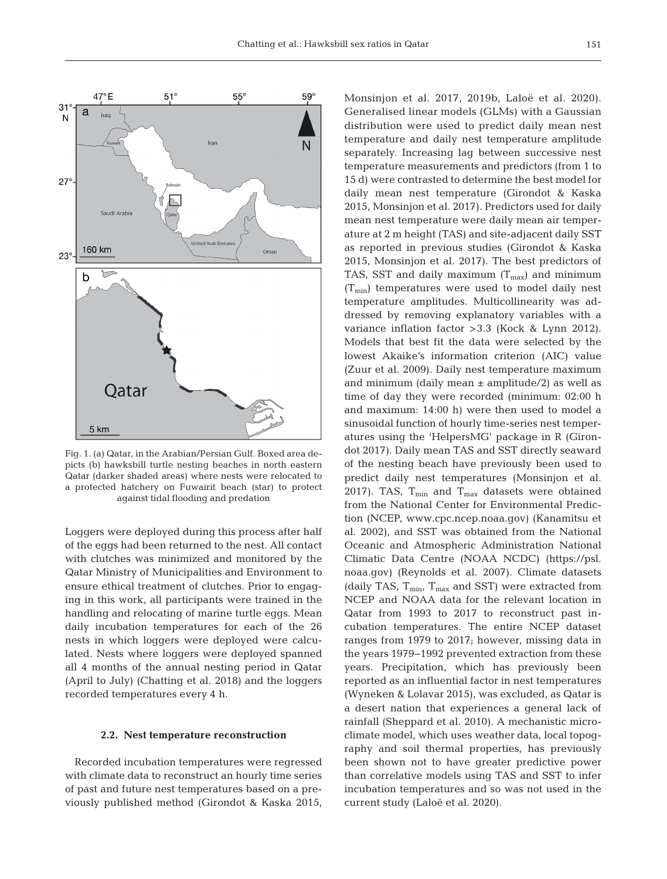Fig. 1. (a) Qatar, in the Arabian/Persian Gulf. Boxed area depicts (b) hawksbill turtle nesting beaches in north eastern Qatar (darker shaded areas) where nests were relocated to a protected hatchery on Fuwairit beach (star) to protect against tidal flooding and predation

Loggers were deployed during this process after half of the eggs had been returned to the nest. All contact with clutches was minimized and monitored by the Qatar Ministry of Municipalities and Environment to ensure ethical treatment of clutches. Prior to engaging in this work, all participants were trained in the handling and relocating of marine turtle eggs. Mean daily incubation temperatures for each of the 26 nests in which loggers were deployed were calculated. Nests where loggers were deployed spanned all 4 months of the annual nesting period in Qatar (April to July) (Chatting et al. 2018) and the loggers recorded temperatures every 4 h.

### 2.2. Nest temperature reconstruction

Recorded incubation temperatures were regressed with climate data to reconstruct an hourly time series of past and future nest temperatures based on a previously published method (Girondot & Kaska 2015, Monsinjon et al. 2017, 2019b, Laloë et al. 2020). Generalised linear models (GLMs) with a Gaussian distribution were used to predict daily mean nest temperature and daily nest temperature amplitude separately. Increasing lag between successive nest temperature measurements and predictors (from 1 to 15 d) were contrasted to determine the best model for daily mean nest temperature (Girondot & Kaska 2015, Monsinjon et al. 2017). Predictors used for daily mean nest temperature were daily mean air temperature at 2 m height (TAS) and site-adjacent daily SST as reported in previous studies (Girondot & Kaska 2015, Monsinjon et al. 2017). The best predictors of TAS, SST and daily maximum ($T_{max}$) and minimum ($T_{min}$) temperatures were used to model daily nest temperature amplitudes. Multicollinearity was addressed by removing explanatory variables with a variance inflation factor >3.3 (Kock & Lynn 2012). Models that best fit the data were selected by the lowest Akaike's information criterion (AIC) value (Zuur et al. 2009). Daily nest temperature maximum and minimum (daily mean ± amplitude/2) as well as time of day they were recorded (minimum: 02:00 h and maximum: 14:00 h) were then used to model a sinusoidal function of hourly time-series nest temperatures using the 'HelpersMG' package in R (Girondot 2017). Daily mean TAS and SST directly seaward of the nesting beach have previously been used to predict daily nest temperatures (Monsinjon et al. 2017). TAS, $T_{min}$ and $T_{max}$ datasets were obtained from the National Center for Environmental Prediction (NCEP, www.cpc.ncep.noaa.gov) (Kanamitsu et al. 2002), and SST was obtained from the National Oceanic and Atmospheric Administration National Climatic Data Centre (NOAA NCDC) (https://psl.noaa.gov) (Reynolds et al. 2007). Climate datasets (daily TAS, $T_{min}$, $T_{max}$ and SST) were extracted from NCEP and NOAA data for the relevant location in Qatar from 1993 to 2017 to reconstruct past incubation temperatures. The entire NCEP dataset ranges from 1979 to 2017; however, missing data in the years 1979–1992 prevented extraction from these years. Precipitation, which has previously been reported as an influential factor in nest temperatures (Wyneken & Lolavar 2015), was excluded, as Qatar is a desert nation that experiences a general lack of rainfall (Sheppard et al. 2010). A mechanistic microclimate model, which uses weather data, local topography and soil thermal properties, has previously been shown not to have greater predictive power than correlative models using TAS and SST to infer incubation temperatures and so was not used in the current study (Laloë et al. 2020).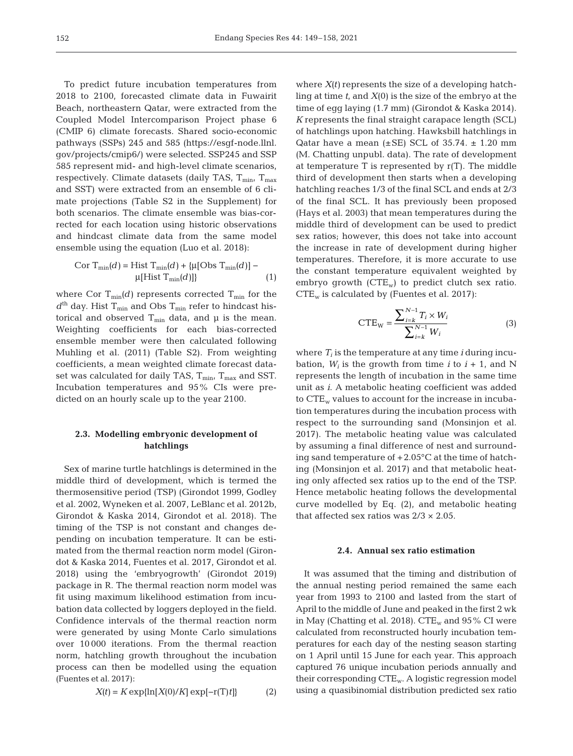To predict future incubation temperatures from 2018 to 2100, forecasted climate data in Fuwairit Beach, northeastern Qatar, were extracted from the Coupled Model Intercomparison Project phase 6 (CMIP 6) climate forecasts. Shared socio-economic pathways (SSPs) 245 and 585 (https://esgf-node.llnl.gov/projects/cmip6/) were selected. SSP245 and SSP 585 represent mid- and high-level climate scenarios, respectively. Climate datasets (daily TAS, $T_{min}$, $T_{max}$ and SST) were extracted from an ensemble of 6 climate projections (Table S2 in the Supplement) for both scenarios. The climate ensemble was bias-corrected for each location using historic observations and hindcast climate data from the same model ensemble using the equation (Luo et al. 2018):

$$\text{Cor } T_{min}(d) = \text{Hist } T_{min}(d) + \{\mu[\text{Obs } T_{min}(d)] - \mu[\text{Hist } T_{min}(d)]\} \quad (1)$$

where Cor $T_{min}(d)$ represents corrected $T_{min}$ for the $d^{th}$ day. Hist $T_{min}$ and Obs $T_{min}$ refer to hindcast historical and observed $T_{min}$ data, and μ is the mean. Weighting coefficients for each bias-corrected ensemble member were then calculated following Muhling et al. (2011) (Table S2). From weighting coefficients, a mean weighted climate forecast dataset was calculated for daily TAS, $T_{min}$, $T_{max}$ and SST. Incubation temperatures and 95% CIs were predicted on an hourly scale up to the year 2100.

### 2.3. Modelling embryonic development of hatchlings

Sex of marine turtle hatchlings is determined in the middle third of development, which is termed the thermosensitive period (TSP) (Girondot 1999, Godley et al. 2002, Wyneken et al. 2007, LeBlanc et al. 2012b, Girondot & Kaska 2014, Girondot et al. 2018). The timing of the TSP is not constant and changes depending on incubation temperature. It can be estimated from the thermal reaction norm model (Girondot & Kaska 2014, Fuentes et al. 2017, Girondot et al. 2018) using the 'embryogrowth' (Girondot 2019) package in R. The thermal reaction norm model was fit using maximum likelihood estimation from incubation data collected by loggers deployed in the field. Confidence intervals of the thermal reaction norm were generated by using Monte Carlo simulations over 10000 iterations. From the thermal reaction norm, hatchling growth throughout the incubation process can then be modelled using the equation (Fuentes et al. 2017):

$$X(t) = K \exp\{\ln[X(0)/K] \exp[-r(T)t]\} \quad (2)$$

where $X(t)$ represents the size of a developing hatchling at time $t$, and $X(0)$ is the size of the embryo at the time of egg laying (1.7 mm) (Girondot & Kaska 2014). $K$ represents the final straight carapace length (SCL) of hatchlings upon hatching. Hawksbill hatchlings in Qatar have a mean (±SE) SCL of 35.74. ± 1.20 mm (M. Chatting unpubl. data). The rate of development at temperature T is represented by r(T). The middle third of development then starts when a developing hatchling reaches 1/3 of the final SCL and ends at 2/3 of the final SCL. It has previously been proposed (Hays et al. 2003) that mean temperatures during the middle third of development can be used to predict sex ratios; however, this does not take into account the increase in rate of development during higher temperatures. Therefore, it is more accurate to use the constant temperature equivalent weighted by embryo growth ($CTE_w$) to predict clutch sex ratio. $CTE_w$ is calculated by (Fuentes et al. 2017):

$$CTE_W = \frac{\sum_{i=k}^{N-1} T_i \times W_i}{\sum_{i=k}^{N-1} W_i} \quad (3)$$

where $T_i$ is the temperature at any time $i$ during incubation, $W_i$ is the growth from time $i$ to $i$ + 1, and N represents the length of incubation in the same time unit as $i$. A metabolic heating coefficient was added to $CTE_w$ values to account for the increase in incubation temperatures during the incubation process with respect to the surrounding sand (Monsinjon et al. 2017). The metabolic heating value was calculated by assuming a final difference of nest and surrounding sand temperature of +2.05°C at the time of hatching (Monsinjon et al. 2017) and that metabolic heating only affected sex ratios up to the end of the TSP. Hence metabolic heating follows the developmental curve modelled by Eq. (2), and metabolic heating that affected sex ratios was 2/3 × 2.05.

### 2.4. Annual sex ratio estimation

It was assumed that the timing and distribution of the annual nesting period remained the same each year from 1993 to 2100 and lasted from the start of April to the middle of June and peaked in the first 2 wk in May (Chatting et al. 2018). $CTE_w$ and 95% CI were calculated from reconstructed hourly incubation temperatures for each day of the nesting season starting on 1 April until 15 June for each year. This approach captured 76 unique incubation periods annually and their corresponding $CTE_w$. A logistic regression model using a quasibinomial distribution predicted sex ratio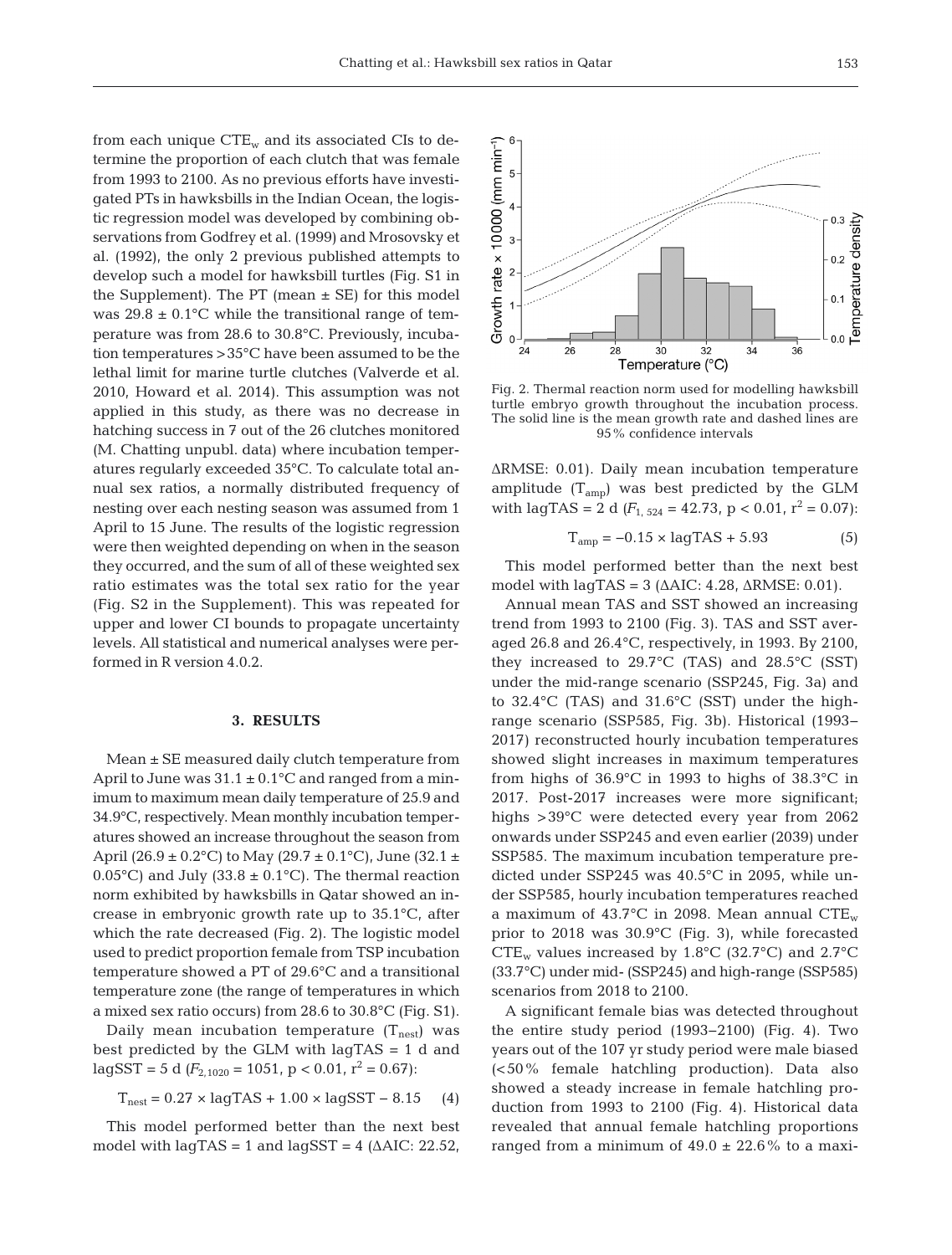from each unique $CTE_w$ and its associated CIs to determine the proportion of each clutch that was female from 1993 to 2100. As no previous efforts have investigated PTs in hawksbills in the Indian Ocean, the logistic regression model was developed by combining observations from Godfrey et al. (1999) and Mrosovsky et al. (1992), the only 2 previous published attempts to develop such a model for hawksbill turtles (Fig. S1 in the Supplement). The PT (mean ± SE) for this model was 29.8 ± 0.1°C while the transitional range of temperature was from 28.6 to 30.8°C. Previously, incubation temperatures >35°C have been assumed to be the lethal limit for marine turtle clutches (Valverde et al. 2010, Howard et al. 2014). This assumption was not applied in this study, as there was no decrease in hatching success in 7 out of the 26 clutches monitored (M. Chatting unpubl. data) where incubation temperatures regularly exceeded 35°C. To calculate total annual sex ratios, a normally distributed frequency of nesting over each nesting season was assumed from 1 April to 15 June. The results of the logistic regression were then weighted depending on when in the season they occurred, and the sum of all of these weighted sex ratio estimates was the total sex ratio for the year (Fig. S2 in the Supplement). This was repeated for upper and lower CI bounds to propagate uncertainty levels. All statistical and numerical analyses were performed in R version 4.0.2.

## 3. RESULTS

Mean ± SE measured daily clutch temperature from April to June was 31.1 ± 0.1°C and ranged from a minimum to maximum mean daily temperature of 25.9 and 34.9°C, respectively. Mean monthly incubation temperatures showed an increase throughout the season from April (26.9 ± 0.2°C) to May (29.7 ± 0.1°C), June (32.1 ± 0.05°C) and July (33.8 ± 0.1°C). The thermal reaction norm exhibited by hawksbills in Qatar showed an increase in embryonic growth rate up to 35.1°C, after which the rate decreased (Fig. 2). The logistic model used to predict proportion female from TSP incubation temperature showed a PT of 29.6°C and a transitional temperature zone (the range of temperatures in which a mixed sex ratio occurs) from 28.6 to 30.8°C (Fig. S1).

Daily mean incubation temperature ($T_{nest}$) was best predicted by the GLM with lagTAS = 1 d and lagSST = 5 d ($F_{2,1020}$ = 1051, $p$ < 0.01, $r^2$ = 0.67):

$$T_{nest} = 0.27 \times \text{lagTAS} + 1.00 \times \text{lagSST} - 8.15 \quad (4)$$

This model performed better than the next best model with lagTAS = 1 and lagSST = 4 (ΔAIC: 22.52, ΔRMSE: 0.01). Daily mean incubation temperature amplitude ($T_{amp}$) was best predicted by the GLM with lagTAS = 2 d ($F_{1,524}$ = 42.73, $p$ < 0.01, $r^2$ = 0.07):

$$T_{amp} = -0.15 \times \text{lagTAS} + 5.93 \quad (5)$$

This model performed better than the next best model with lagTAS = 3 (ΔAIC: 4.28, ΔRMSE: 0.01).

Annual mean TAS and SST showed an increasing trend from 1993 to 2100 (Fig. 3). TAS and SST averaged 26.8 and 26.4°C, respectively, in 1993. By 2100, they increased to 29.7°C (TAS) and 28.5°C (SST) under the mid-range scenario (SSP245, Fig. 3a) and to 32.4°C (TAS) and 31.6°C (SST) under the high-range scenario (SSP585, Fig. 3b). Historical (1993–2017) reconstructed hourly incubation temperatures showed slight increases in maximum temperatures from highs of 36.9°C in 1993 to highs of 38.3°C in 2017. Post-2017 increases were more significant; highs >39°C were detected every year from 2062 onwards under SSP245 and even earlier (2039) under SSP585. The maximum incubation temperature predicted under SSP245 was 40.5°C in 2095, while under SSP585, hourly incubation temperatures reached a maximum of 43.7°C in 2098. Mean annual $CTE_w$ prior to 2018 was 30.9°C (Fig. 3), while forecasted $CTE_w$ values increased by 1.8°C (32.7°C) and 2.7°C (33.7°C) under mid- (SSP245) and high-range (SSP585) scenarios from 2018 to 2100.

A significant female bias was detected throughout the entire study period (1993–2100) (Fig. 4). Two years out of the 107 yr study period were male biased (<50% female hatchling production). Data also showed a steady increase in female hatchling production from 1993 to 2100 (Fig. 4). Historical data revealed that annual female hatchling proportions ranged from a minimum of 49.0 ± 22.6% to a maxi-

Fig. 2. Thermal reaction norm used for modelling hawksbill turtle embryo growth throughout the incubation process. The solid line is the mean growth rate and dashed lines are 95% confidence intervals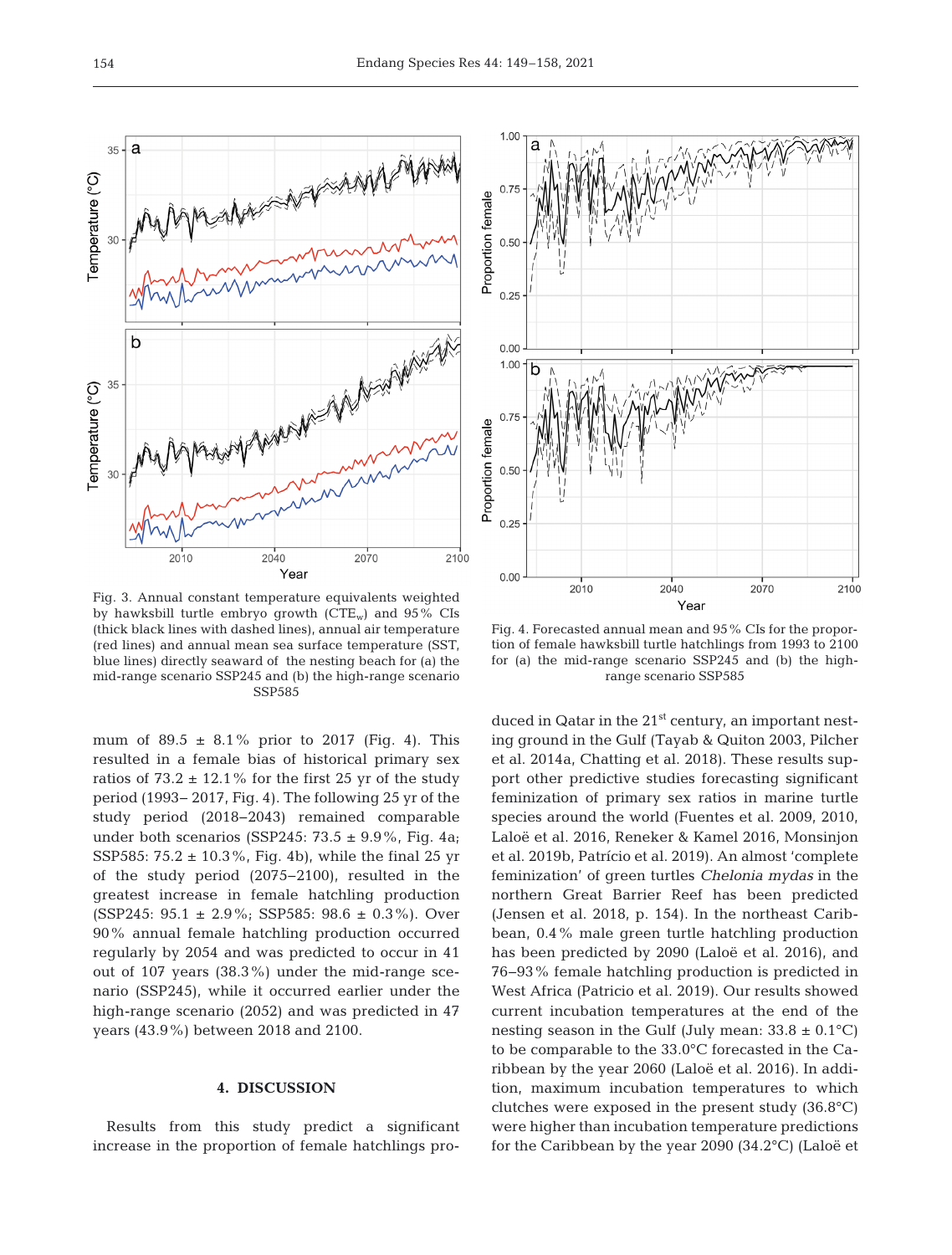Fig. 3. Annual constant temperature equivalents weighted by hawksbill turtle embryo growth ($CTE_w$) and 95% CIs (thick black lines with dashed lines), annual air temperature (red lines) and annual mean sea surface temperature (SST, blue lines) directly seaward of the nesting beach for (a) the mid-range scenario SSP245 and (b) the high-range scenario SSP585

Fig. 4. Forecasted annual mean and 95% CIs for the proportion of female hawksbill turtle hatchlings from 1993 to 2100 for (a) the mid-range scenario SSP245 and (b) the high-range scenario SSP585

mum of 89.5 ± 8.1% prior to 2017 (Fig. 4). This resulted in a female bias of historical primary sex ratios of 73.2 ± 12.1% for the first 25 yr of the study period (1993– 2017, Fig. 4). The following 25 yr of the study period (2018–2043) remained comparable under both scenarios (SSP245: 73.5 ± 9.9%, Fig. 4a; SSP585: 75.2 ± 10.3%, Fig. 4b), while the final 25 yr of the study period (2075–2100), resulted in the greatest increase in female hatchling production (SSP245: 95.1 ± 2.9%; SSP585: 98.6 ± 0.3%). Over 90% annual female hatchling production occurred regularly by 2054 and was predicted to occur in 41 out of 107 years (38.3%) under the mid-range scenario (SSP245), while it occurred earlier under the high-range scenario (2052) and was predicted in 47 years (43.9%) between 2018 and 2100.

## 4. DISCUSSION

Results from this study predict a significant increase in the proportion of female hatchlings produced in Qatar in the 21st century, an important nesting ground in the Gulf (Tayab & Quiton 2003, Pilcher et al. 2014a, Chatting et al. 2018). These results support other predictive studies forecasting significant feminization of primary sex ratios in marine turtle species around the world (Fuentes et al. 2009, 2010, Laloë et al. 2016, Reneker & Kamel 2016, Monsinjon et al. 2019b, Patrício et al. 2019). An almost 'complete feminization' of green turtles *Chelonia mydas* in the northern Great Barrier Reef has been predicted (Jensen et al. 2018, p. 154). In the northeast Caribbean, 0.4% male green turtle hatchling production has been predicted by 2090 (Laloë et al. 2016), and 76–93% female hatchling production is predicted in West Africa (Patricio et al. 2019). Our results showed current incubation temperatures at the end of the nesting season in the Gulf (July mean: 33.8 ± 0.1°C) to be comparable to the 33.0°C forecasted in the Caribbean by the year 2060 (Laloë et al. 2016). In addition, maximum incubation temperatures to which clutches were exposed in the present study (36.8°C) were higher than incubation temperature predictions for the Caribbean by the year 2090 (34.2°C) (Laloë et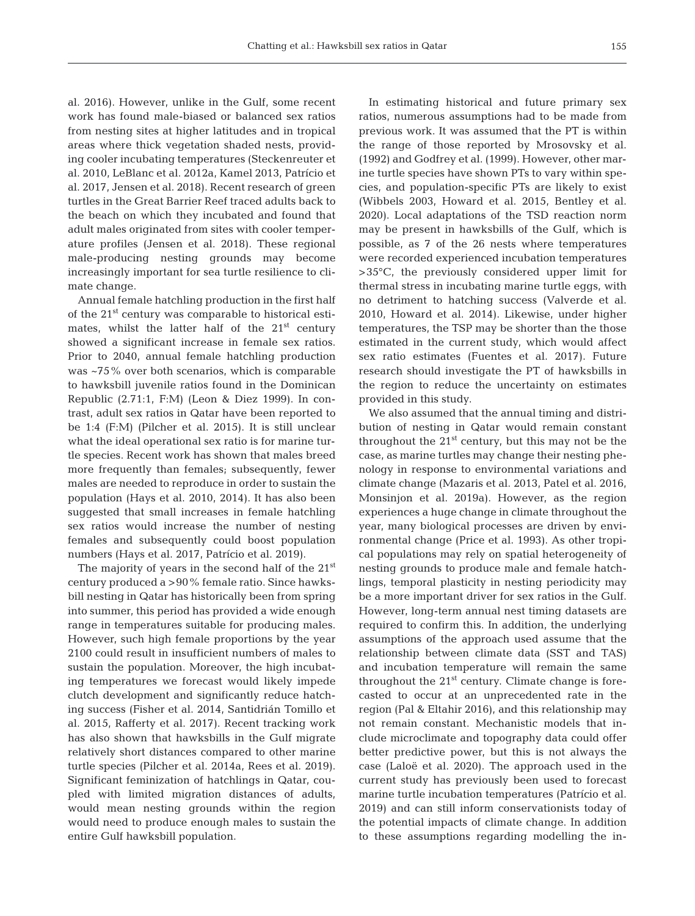al. 2016). However, unlike in the Gulf, some recent work has found male-biased or balanced sex ratios from nesting sites at higher latitudes and in tropical areas where thick vegetation shaded nests, providing cooler incubating temperatures (Steckenreuter et al. 2010, LeBlanc et al. 2012a, Kamel 2013, Patrício et al. 2017, Jensen et al. 2018). Recent research of green turtles in the Great Barrier Reef traced adults back to the beach on which they incubated and found that adult males originated from sites with cooler temperature profiles (Jensen et al. 2018). These regional male-producing nesting grounds may become increasingly important for sea turtle resilience to climate change.

Annual female hatchling production in the first half of the 21st century was comparable to historical estimates, whilst the latter half of the 21st century showed a significant increase in female sex ratios. Prior to 2040, annual female hatchling production was ~75% over both scenarios, which is comparable to hawksbill juvenile ratios found in the Dominican Republic (2.71:1, F:M) (Leon & Diez 1999). In contrast, adult sex ratios in Qatar have been reported to be 1:4 (F:M) (Pilcher et al. 2015). It is still unclear what the ideal operational sex ratio is for marine turtle species. Recent work has shown that males breed more frequently than females; subsequently, fewer males are needed to reproduce in order to sustain the population (Hays et al. 2010, 2014). It has also been suggested that small increases in female hatchling sex ratios would increase the number of nesting females and subsequently could boost population numbers (Hays et al. 2017, Patrício et al. 2019).

The majority of years in the second half of the 21st century produced a >90% female ratio. Since hawksbill nesting in Qatar has historically been from spring into summer, this period has provided a wide enough range in temperatures suitable for producing males. However, such high female proportions by the year 2100 could result in insufficient numbers of males to sustain the population. Moreover, the high incubating temperatures we forecast would likely impede clutch development and significantly reduce hatching success (Fisher et al. 2014, Santidrián Tomillo et al. 2015, Rafferty et al. 2017). Recent tracking work has also shown that hawksbills in the Gulf migrate relatively short distances compared to other marine turtle species (Pilcher et al. 2014a, Rees et al. 2019). Significant feminization of hatchlings in Qatar, coupled with limited migration distances of adults, would mean nesting grounds within the region would need to produce enough males to sustain the entire Gulf hawksbill population.

In estimating historical and future primary sex ratios, numerous assumptions had to be made from previous work. It was assumed that the PT is within the range of those reported by Mrosovsky et al. (1992) and Godfrey et al. (1999). However, other marine turtle species have shown PTs to vary within species, and population-specific PTs are likely to exist (Wibbels 2003, Howard et al. 2015, Bentley et al. 2020). Local adaptations of the TSD reaction norm may be present in hawksbills of the Gulf, which is possible, as 7 of the 26 nests where temperatures were recorded experienced incubation temperatures >35°C, the previously considered upper limit for thermal stress in incubating marine turtle eggs, with no detriment to hatching success (Valverde et al. 2010, Howard et al. 2014). Likewise, under higher temperatures, the TSP may be shorter than the those estimated in the current study, which would affect sex ratio estimates (Fuentes et al. 2017). Future research should investigate the PT of hawksbills in the region to reduce the uncertainty on estimates provided in this study.

We also assumed that the annual timing and distribution of nesting in Qatar would remain constant throughout the 21st century, but this may not be the case, as marine turtles may change their nesting phenology in response to environmental variations and climate change (Mazaris et al. 2013, Patel et al. 2016, Monsinjon et al. 2019a). However, as the region experiences a huge change in climate throughout the year, many biological processes are driven by environmental change (Price et al. 1993). As other tropical populations may rely on spatial heterogeneity of nesting grounds to produce male and female hatchlings, temporal plasticity in nesting periodicity may be a more important driver for sex ratios in the Gulf. However, long-term annual nest timing datasets are required to confirm this. In addition, the underlying assumptions of the approach used assume that the relationship between climate data (SST and TAS) and incubation temperature will remain the same throughout the 21st century. Climate change is forecasted to occur at an unprecedented rate in the region (Pal & Eltahir 2016), and this relationship may not remain constant. Mechanistic models that include microclimate and topography data could offer better predictive power, but this is not always the case (Laloë et al. 2020). The approach used in the current study has previously been used to forecast marine turtle incubation temperatures (Patrício et al. 2019) and can still inform conservationists today of the potential impacts of climate change. In addition to these assumptions regarding modelling the in-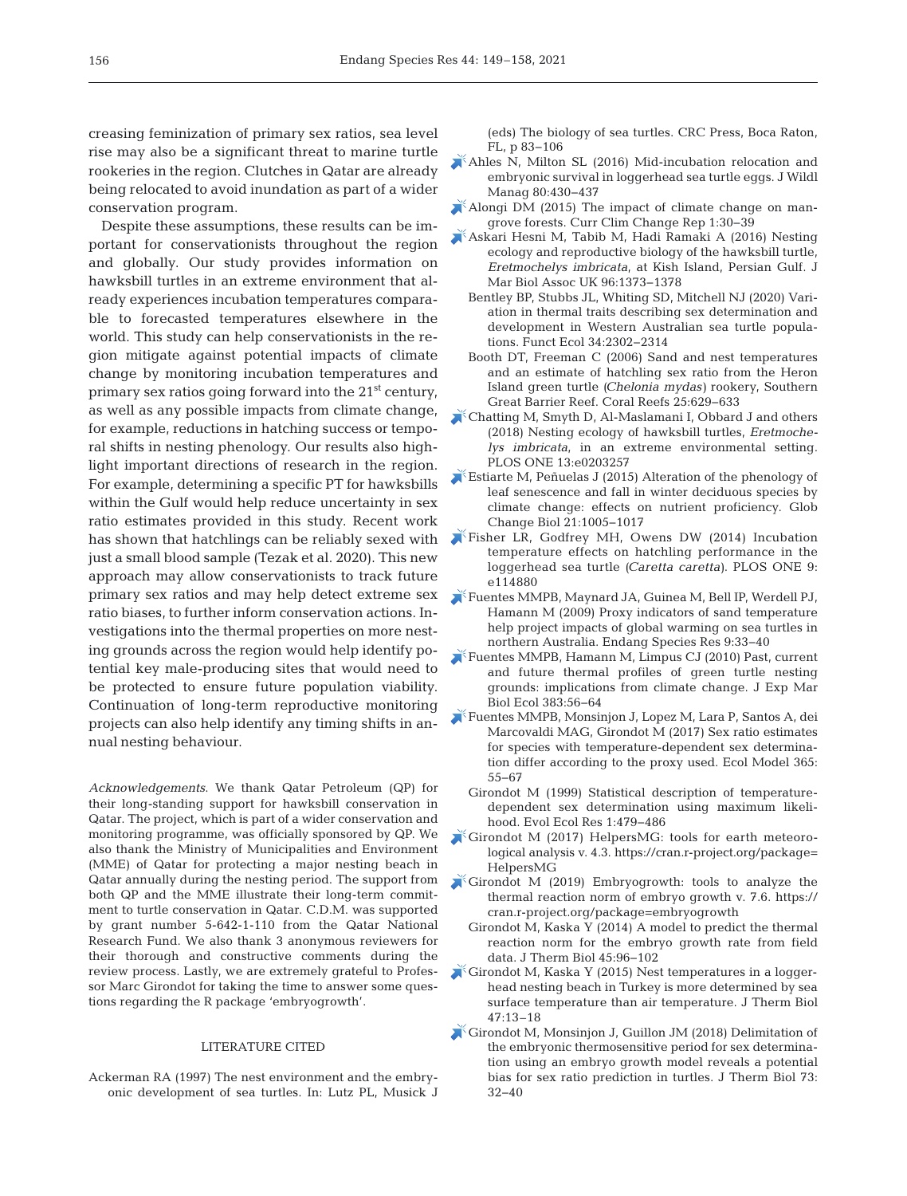creasing feminization of primary sex ratios, sea level rise may also be a significant threat to marine turtle rookeries in the region. Clutches in Qatar are already being relocated to avoid inundation as part of a wider conservation program.

Despite these assumptions, these results can be important for conservationists throughout the region and globally. Our study provides information on hawksbill turtles in an extreme environment that already experiences incubation temperatures comparable to forecasted temperatures elsewhere in the world. This study can help conservationists in the region mitigate against potential impacts of climate change by monitoring incubation temperatures and primary sex ratios going forward into the 21st century, as well as any possible impacts from climate change, for example, reductions in hatching success or temporal shifts in nesting phenology. Our results also highlight important directions of research in the region. For example, determining a specific PT for hawksbills within the Gulf would help reduce uncertainty in sex ratio estimates provided in this study. Recent work has shown that hatchlings can be reliably sexed with just a small blood sample (Tezak et al. 2020). This new approach may allow conservationists to track future primary sex ratios and may help detect extreme sex ratio biases, to further inform conservation actions. Investigations into the thermal properties on more nesting grounds across the region would help identify potential key male-producing sites that would need to be protected to ensure future population viability. Continuation of long-term reproductive monitoring projects can also help identify any timing shifts in annual nesting behaviour.

*Acknowledgements*. We thank Qatar Petroleum (QP) for their long-standing support for hawksbill conservation in Qatar. The project, which is part of a wider conservation and monitoring programme, was officially sponsored by QP. We also thank the Ministry of Municipalities and Environment (MME) of Qatar for protecting a major nesting beach in Qatar annually during the nesting period. The support from both QP and the MME illustrate their long-term commitment to turtle conservation in Qatar. C.D.M. was supported by grant number 5-642-1-110 from the Qatar National Research Fund. We also thank 3 anonymous reviewers for their thorough and constructive comments during the review process. Lastly, we are extremely grateful to Professor Marc Girondot for taking the time to answer some questions regarding the R package 'embryogrowth'.

## LITERATURE CITED

Ackerman RA (1997) The nest environment and the embryonic development of sea turtles. In: Lutz PL, Musick J (eds) The biology of sea turtles. CRC Press, Boca Raton, FL, p 83–106

Ahles N, Milton SL (2016) Mid-incubation relocation and embryonic survival in loggerhead sea turtle eggs. J Wildl Manag 80:430–437

Alongi DM (2015) The impact of climate change on mangrove forests. Curr Clim Change Rep 1:30–39

Askari Hesni M, Tabib M, Hadi Ramaki A (2016) Nesting ecology and reproductive biology of the hawksbill turtle, *Eretmochelys imbricata*, at Kish Island, Persian Gulf. J Mar Biol Assoc UK 96:1373–1378

Bentley BP, Stubbs JL, Whiting SD, Mitchell NJ (2020) Variation in thermal traits describing sex determination and development in Western Australian sea turtle populations. Funct Ecol 34:2302–2314

Booth DT, Freeman C (2006) Sand and nest temperatures and an estimate of hatchling sex ratio from the Heron Island green turtle (*Chelonia mydas*) rookery, Southern Great Barrier Reef. Coral Reefs 25:629–633

Chatting M, Smyth D, Al-Maslamani I, Obbard J and others (2018) Nesting ecology of hawksbill turtles, *Eretmochelys imbricata*, in an extreme environmental setting. PLOS ONE 13:e0203257

Estiarte M, Peñuelas J (2015) Alteration of the phenology of leaf senescence and fall in winter deciduous species by climate change: effects on nutrient proficiency. Glob Change Biol 21:1005–1017

Fisher LR, Godfrey MH, Owens DW (2014) Incubation temperature effects on hatchling performance in the loggerhead sea turtle (*Caretta caretta*). PLOS ONE 9: e114880

Fuentes MMPB, Maynard JA, Guinea M, Bell IP, Werdell PJ, Hamann M (2009) Proxy indicators of sand temperature help project impacts of global warming on sea turtles in northern Australia. Endang Species Res 9:33–40

Fuentes MMPB, Hamann M, Limpus CJ (2010) Past, current and future thermal profiles of green turtle nesting grounds: implications from climate change. J Exp Mar Biol Ecol 383:56–64

Fuentes MMPB, Monsinjon J, Lopez M, Lara P, Santos A, dei Marcovaldi MAG, Girondot M (2017) Sex ratio estimates for species with temperature-dependent sex determination differ according to the proxy used. Ecol Model 365: 55–67

Girondot M (1999) Statistical description of temperature-dependent sex determination using maximum likelihood. Evol Ecol Res 1:479–486

Girondot M (2017) HelpersMG: tools for earth meteorological analysis v. 4.3. https://cran.r-project.org/package=HelpersMG

Girondot M (2019) Embryogrowth: tools to analyze the thermal reaction norm of embryo growth v. 7.6. https://cran.r-project.org/package=embryogrowth

Girondot M, Kaska Y (2014) A model to predict the thermal reaction norm for the embryo growth rate from field data. J Therm Biol 45:96–102

Girondot M, Kaska Y (2015) Nest temperatures in a loggerhead nesting beach in Turkey is more determined by sea surface temperature than air temperature. J Therm Biol 47:13–18

Girondot M, Monsinjon J, Guillon JM (2018) Delimitation of the embryonic thermosensitive period for sex determination using an embryo growth model reveals a potential bias for sex ratio prediction in turtles. J Therm Biol 73: 32–40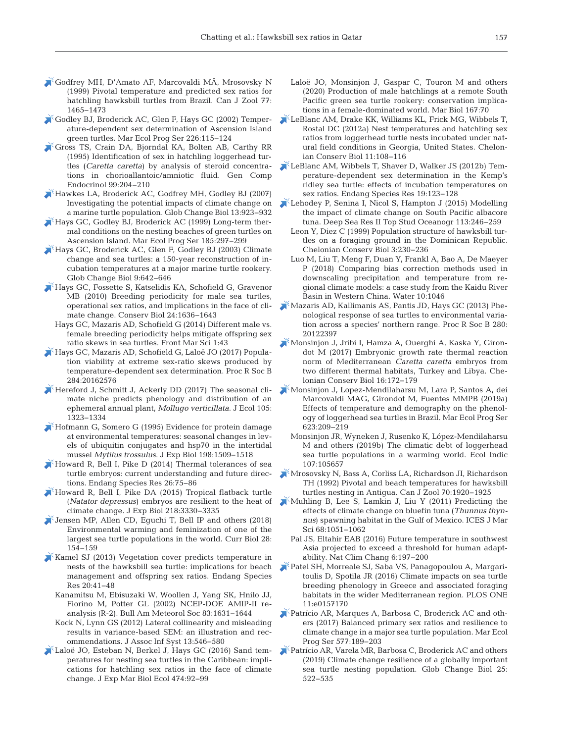Godfrey MH, D'Amato AF, Marcovaldi MÂ, Mrosovsky N (1999) Pivotal temperature and predicted sex ratios for hatchling hawksbill turtles from Brazil. Can J Zool 77: 1465−1473

Godley BJ, Broderick AC, Glen F, Hays GC (2002) Temperature-dependent sex determination of Ascension Island green turtles. Mar Ecol Prog Ser 226:115−124

Gross TS, Crain DA, Bjorndal KA, Bolten AB, Carthy RR (1995) Identification of sex in hatchling loggerhead turtles (*Caretta caretta*) by analysis of steroid concentrations in chorioallantoic/amniotic fluid. Gen Comp Endocrinol 99:204−210

Hawkes LA, Broderick AC, Godfrey MH, Godley BJ (2007) Investigating the potential impacts of climate change on a marine turtle population. Glob Change Biol 13:923−932

Hays GC, Godley BJ, Broderick AC (1999) Long-term thermal conditions on the nesting beaches of green turtles on Ascension Island. Mar Ecol Prog Ser 185:297−299

Hays GC, Broderick AC, Glen F, Godley BJ (2003) Climate change and sea turtles: a 150-year reconstruction of incubation temperatures at a major marine turtle rookery. Glob Change Biol 9:642−646

Hays GC, Fossette S, Katselidis KA, Schofield G, Gravenor MB (2010) Breeding periodicity for male sea turtles, operational sex ratios, and implications in the face of climate change. Conserv Biol 24:1636−1643

Hays GC, Mazaris AD, Schofield G (2014) Different male vs. female breeding periodicity helps mitigate offspring sex ratio skews in sea turtles. Front Mar Sci 1:43

Hays GC, Mazaris AD, Schofield G, Laloë JO (2017) Population viability at extreme sex-ratio skews produced by temperature-dependent sex determination. Proc R Soc B 284:20162576

Hereford J, Schmitt J, Ackerly DD (2017) The seasonal climate niche predicts phenology and distribution of an ephemeral annual plant, *Mollugo verticillata*. J Ecol 105: 1323−1334

Hofmann G, Somero G (1995) Evidence for protein damage at environmental temperatures: seasonal changes in levels of ubiquitin conjugates and hsp70 in the intertidal mussel *Mytilus trossulus*. J Exp Biol 198:1509−1518

Howard R, Bell I, Pike D (2014) Thermal tolerances of sea turtle embryos: current understanding and future directions. Endang Species Res 26:75−86

Howard R, Bell I, Pike DA (2015) Tropical flatback turtle (*Natator depressus*) embryos are resilient to the heat of climate change. J Exp Biol 218:3330−3335

Jensen MP, Allen CD, Eguchi T, Bell IP and others (2018) Environmental warming and feminization of one of the largest sea turtle populations in the world. Curr Biol 28: 154−159

Kamel SJ (2013) Vegetation cover predicts temperature in nests of the hawksbill sea turtle: implications for beach management and offspring sex ratios. Endang Species Res 20:41−48

Kanamitsu M, Ebisuzaki W, Woollen J, Yang SK, Hnilo JJ, Fiorino M, Potter GL (2002) NCEP-DOE AMIP-II reanalysis (R-2). Bull Am Meteorol Soc 83:1631−1644

Kock N, Lynn GS (2012) Lateral collinearity and misleading results in variance-based SEM: an illustration and recommendations. J Assoc Inf Syst 13:546−580

Laloë JO, Esteban N, Berkel J, Hays GC (2016) Sand temperatures for nesting sea turtles in the Caribbean: implications for hatchling sex ratios in the face of climate change. J Exp Mar Biol Ecol 474:92−99

Laloë JO, Monsinjon J, Gaspar C, Touron M and others (2020) Production of male hatchlings at a remote South Pacific green sea turtle rookery: conservation implications in a female-dominated world. Mar Biol 167:70

LeBlanc AM, Drake KK, Williams KL, Frick MG, Wibbels T, Rostal DC (2012a) Nest temperatures and hatchling sex ratios from loggerhead turtle nests incubated under natural field conditions in Georgia, United States. Chelonian Conserv Biol 11:108−116

LeBlanc AM, Wibbels T, Shaver D, Walker JS (2012b) Temperature-dependent sex determination in the Kemp's ridley sea turtle: effects of incubation temperatures on sex ratios. Endang Species Res 19:123−128

Lehodey P, Senina I, Nicol S, Hampton J (2015) Modelling the impact of climate change on South Pacific albacore tuna. Deep Sea Res II Top Stud Oceanogr 113:246−259

Leon Y, Diez C (1999) Population structure of hawksbill turtles on a foraging ground in the Dominican Republic. Chelonian Conserv Biol 3:230−236

Luo M, Liu T, Meng F, Duan Y, Frankl A, Bao A, De Maeyer P (2018) Comparing bias correction methods used in downscaling precipitation and temperature from regional climate models: a case study from the Kaidu River Basin in Western China. Water 10:1046

Mazaris AD, Kallimanis AS, Pantis JD, Hays GC (2013) Phenological response of sea turtles to environmental variation across a species' northern range. Proc R Soc B 280: 20122397

Monsinjon J, Jribi I, Hamza A, Ouerghi A, Kaska Y, Girondot M (2017) Embryonic growth rate thermal reaction norm of Mediterranean *Caretta caretta* embryos from two different thermal habitats, Turkey and Libya. Chelonian Conserv Biol 16:172−179

Monsinjon J, Lopez-Mendilaharsu M, Lara P, Santos A, dei Marcovaldi MAG, Girondot M, Fuentes MMPB (2019a) Effects of temperature and demography on the phenology of loggerhead sea turtles in Brazil. Mar Ecol Prog Ser 623:209−219

Monsinjon JR, Wyneken J, Rusenko K, López-Mendilaharsu M and others (2019b) The climatic debt of loggerhead sea turtle populations in a warming world. Ecol Indic 107:105657

Mrosovsky N, Bass A, Corliss LA, Richardson JI, Richardson TH (1992) Pivotal and beach temperatures for hawksbill turtles nesting in Antigua. Can J Zool 70:1920−1925

Muhling B, Lee S, Lamkin J, Liu Y (2011) Predicting the effects of climate change on bluefin tuna (*Thunnus thynnus*) spawning habitat in the Gulf of Mexico. ICES J Mar Sci 68:1051−1062

Pal JS, Eltahir EAB (2016) Future temperature in southwest Asia projected to exceed a threshold for human adaptability. Nat Clim Chang 6:197−200

Patel SH, Morreale SJ, Saba VS, Panagopoulou A, Margaritoulis D, Spotila JR (2016) Climate impacts on sea turtle breeding phenology in Greece and associated foraging habitats in the wider Mediterranean region. PLOS ONE 11:e0157170

Patrício AR, Marques A, Barbosa C, Broderick AC and others (2017) Balanced primary sex ratios and resilience to climate change in a major sea turtle population. Mar Ecol Prog Ser 577:189−203

Patrício AR, Varela MR, Barbosa C, Broderick AC and others (2019) Climate change resilience of a globally important sea turtle nesting population. Glob Change Biol 25: 522−535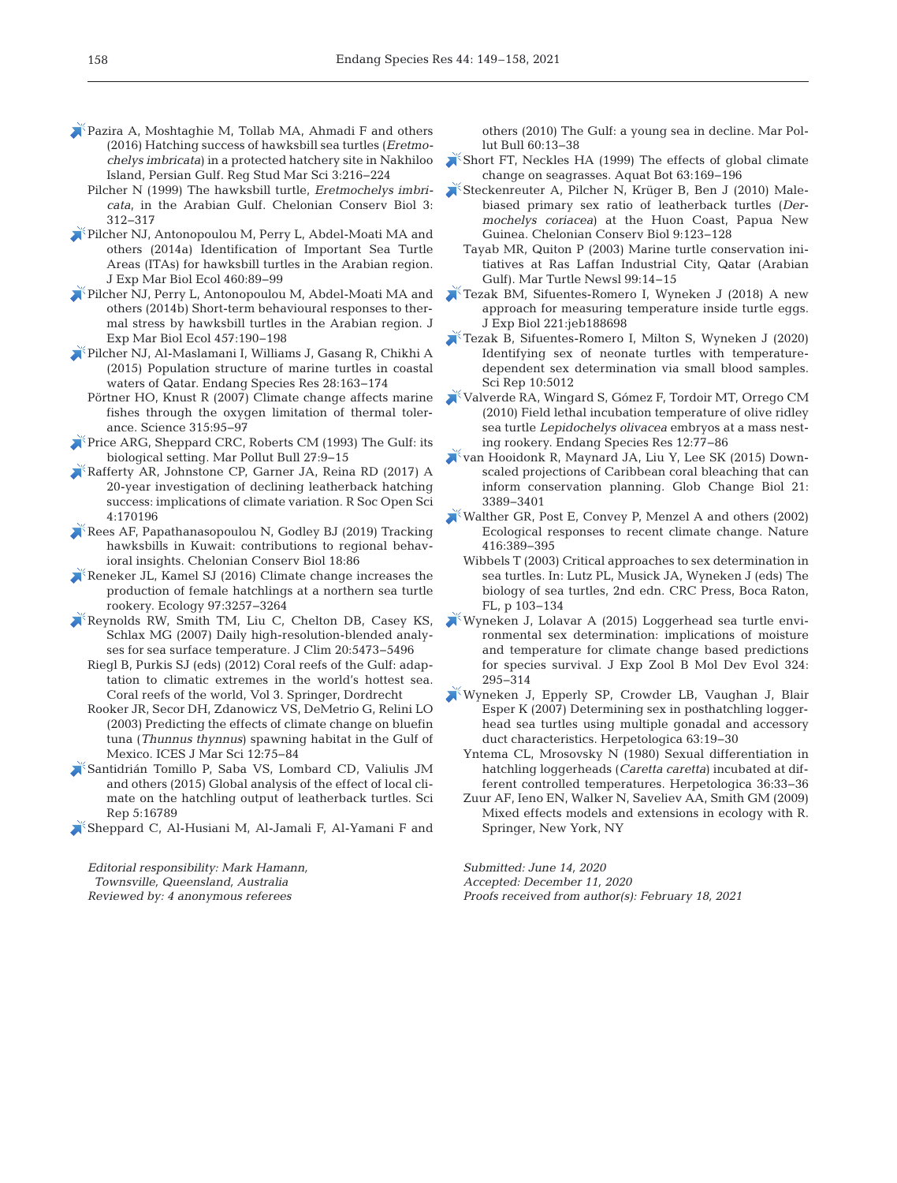Pazira A, Moshtaghie M, Tollab MA, Ahmadi F and others (2016) Hatching success of hawksbill sea turtles (*Eretmochelys imbricata*) in a protected hatchery site in Nakhiloo Island, Persian Gulf. Reg Stud Mar Sci 3:216−224

Pilcher N (1999) The hawksbill turtle, *Eretmochelys imbricata*, in the Arabian Gulf. Chelonian Conserv Biol 3: 312−317

Pilcher NJ, Antonopoulou M, Perry L, Abdel-Moati MA and others (2014a) Identification of Important Sea Turtle Areas (ITAs) for hawksbill turtles in the Arabian region. J Exp Mar Biol Ecol 460:89−99

Pilcher NJ, Perry L, Antonopoulou M, Abdel-Moati MA and others (2014b) Short-term behavioural responses to thermal stress by hawksbill turtles in the Arabian region. J Exp Mar Biol Ecol 457:190−198

Pilcher NJ, Al-Maslamani I, Williams J, Gasang R, Chikhi A (2015) Population structure of marine turtles in coastal waters of Qatar. Endang Species Res 28:163−174

Pörtner HO, Knust R (2007) Climate change affects marine fishes through the oxygen limitation of thermal tolerance. Science 315:95−97

Price ARG, Sheppard CRC, Roberts CM (1993) The Gulf: its biological setting. Mar Pollut Bull 27:9−15

Rafferty AR, Johnstone CP, Garner JA, Reina RD (2017) A 20-year investigation of declining leatherback hatching success: implications of climate variation. R Soc Open Sci 4:170196

Rees AF, Papathanasopoulou N, Godley BJ (2019) Tracking hawksbills in Kuwait: contributions to regional behavioral insights. Chelonian Conserv Biol 18:86

Reneker JL, Kamel SJ (2016) Climate change increases the production of female hatchlings at a northern sea turtle rookery. Ecology 97:3257−3264

Reynolds RW, Smith TM, Liu C, Chelton DB, Casey KS, Schlax MG (2007) Daily high-resolution-blended analyses for sea surface temperature. J Clim 20:5473−5496

Riegl B, Purkis SJ (eds) (2012) Coral reefs of the Gulf: adaptation to climatic extremes in the world's hottest sea. Coral reefs of the world, Vol 3. Springer, Dordrecht

Rooker JR, Secor DH, Zdanowicz VS, DeMetrio G, Relini LO (2003) Predicting the effects of climate change on bluefin tuna (*Thunnus thynnus*) spawning habitat in the Gulf of Mexico. ICES J Mar Sci 12:75−84

Santidrián Tomillo P, Saba VS, Lombard CD, Valiulis JM and others (2015) Global analysis of the effect of local climate on the hatchling output of leatherback turtles. Sci Rep 5:16789

Sheppard C, Al-Husiani M, Al-Jamali F, Al-Yamani F and others (2010) The Gulf: a young sea in decline. Mar Pollut Bull 60:13−38

Short FT, Neckles HA (1999) The effects of global climate change on seagrasses. Aquat Bot 63:169−196

Steckenreuter A, Pilcher N, Krüger B, Ben J (2010) Male-biased primary sex ratio of leatherback turtles (*Dermochelys coriacea*) at the Huon Coast, Papua New Guinea. Chelonian Conserv Biol 9:123−128

Tayab MR, Quiton P (2003) Marine turtle conservation initiatives at Ras Laffan Industrial City, Qatar (Arabian Gulf). Mar Turtle Newsl 99:14−15

Tezak BM, Sifuentes-Romero I, Wyneken J (2018) A new approach for measuring temperature inside turtle eggs. J Exp Biol 221:jeb188698

Tezak B, Sifuentes-Romero I, Milton S, Wyneken J (2020) Identifying sex of neonate turtles with temperature-dependent sex determination via small blood samples. Sci Rep 10:5012

Valverde RA, Wingard S, Gómez F, Tordoir MT, Orrego CM (2010) Field lethal incubation temperature of olive ridley sea turtle *Lepidochelys olivacea* embryos at a mass nesting rookery. Endang Species Res 12:77−86

van Hooidonk R, Maynard JA, Liu Y, Lee SK (2015) Downscaled projections of Caribbean coral bleaching that can inform conservation planning. Glob Change Biol 21: 3389−3401

Walther GR, Post E, Convey P, Menzel A and others (2002) Ecological responses to recent climate change. Nature 416:389−395

Wibbels T (2003) Critical approaches to sex determination in sea turtles. In: Lutz PL, Musick JA, Wyneken J (eds) The biology of sea turtles, 2nd edn. CRC Press, Boca Raton, FL, p 103−134

Wyneken J, Lolavar A (2015) Loggerhead sea turtle environmental sex determination: implications of moisture and temperature for climate change based predictions for species survival. J Exp Zool B Mol Dev Evol 324: 295−314

Wyneken J, Epperly SP, Crowder LB, Vaughan J, Blair Esper K (2007) Determining sex in posthatchling loggerhead sea turtles using multiple gonadal and accessory duct characteristics. Herpetologica 63:19−30

Yntema CL, Mrosovsky N (1980) Sexual differentiation in hatchling loggerheads (*Caretta caretta*) incubated at different controlled temperatures. Herpetologica 36:33−36

Zuur AF, Ieno EN, Walker N, Saveliev AA, Smith GM (2009) Mixed effects models and extensions in ecology with R. Springer, New York, NY

*Editorial responsibility: Mark Hamann, Townsville, Queensland, Australia*
*Reviewed by: 4 anonymous referees*

*Submitted: June 14, 2020*
*Accepted: December 11, 2020*
*Proofs received from author(s): February 18, 2021*